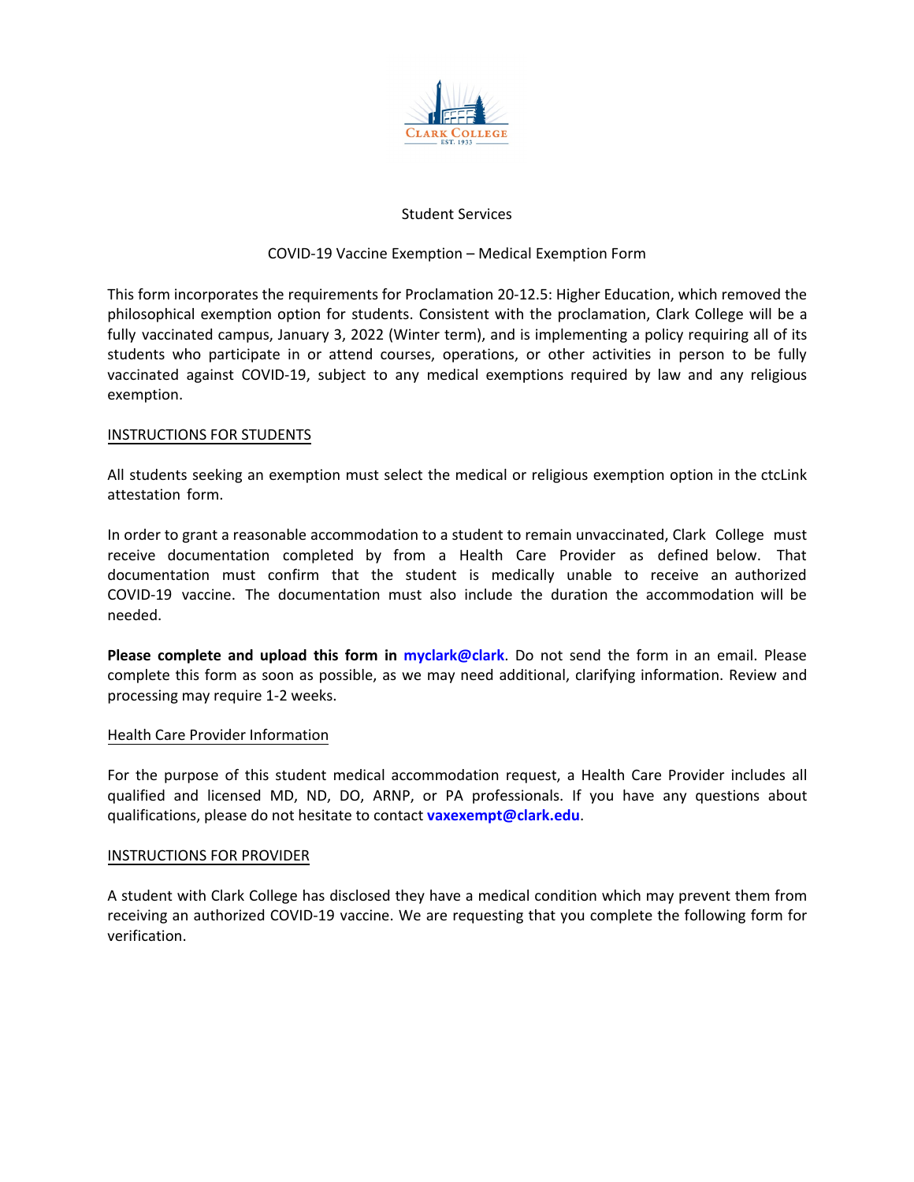Student Services

COVID-19 Vaccine Exemption – Medical Exemption Form

This form incorporates the requirements for Proclamation 20-12.5: Higher Education, which removed the philosophical exemption option for students. Consistent with the proclamation, Clark College will be a fully vaccinated campus, January 3, 2022 (Winter term), and is implementing a policy requiring all of its students who participate in or attend courses, operations, or other activities in person to be fully vaccinated against COVID-19, subject to any medical exemptions required by law and any religious exemption.

## INSTRUCTIONS FOR STUDENTS

All students seeking an exemption must select the medical or religious exemption option in the ctcLink attestation form.

In order to grant a reasonable accommodation to a student to remain unvaccinated, Clark College must receive documentation completed by from a Health Care Provider as defined below. That documentation must confirm that the student is medically unable to receive an authorized COVID-19 vaccine. The documentation must also include the duration the accommodation will be needed.

**Please complete and upload this form in myclark@clark**. Do not send the form in an email. Please complete this form as soon as possible, as we may need additional, clarifying information. Review and processing may require 1-2 weeks.

## Health Care Provider Information

For the purpose of this student medical accommodation request, a Health Care Provider includes all qualified and licensed MD, ND, DO, ARNP, or PA professionals. If you have any questions about qualifications, please do not hesitate to contact **vaxexempt@clark.edu**.

## INSTRUCTIONS FOR PROVIDER

A student with Clark College has disclosed they have a medical condition which may prevent them from receiving an authorized COVID-19 vaccine. We are requesting that you complete the following form for verification.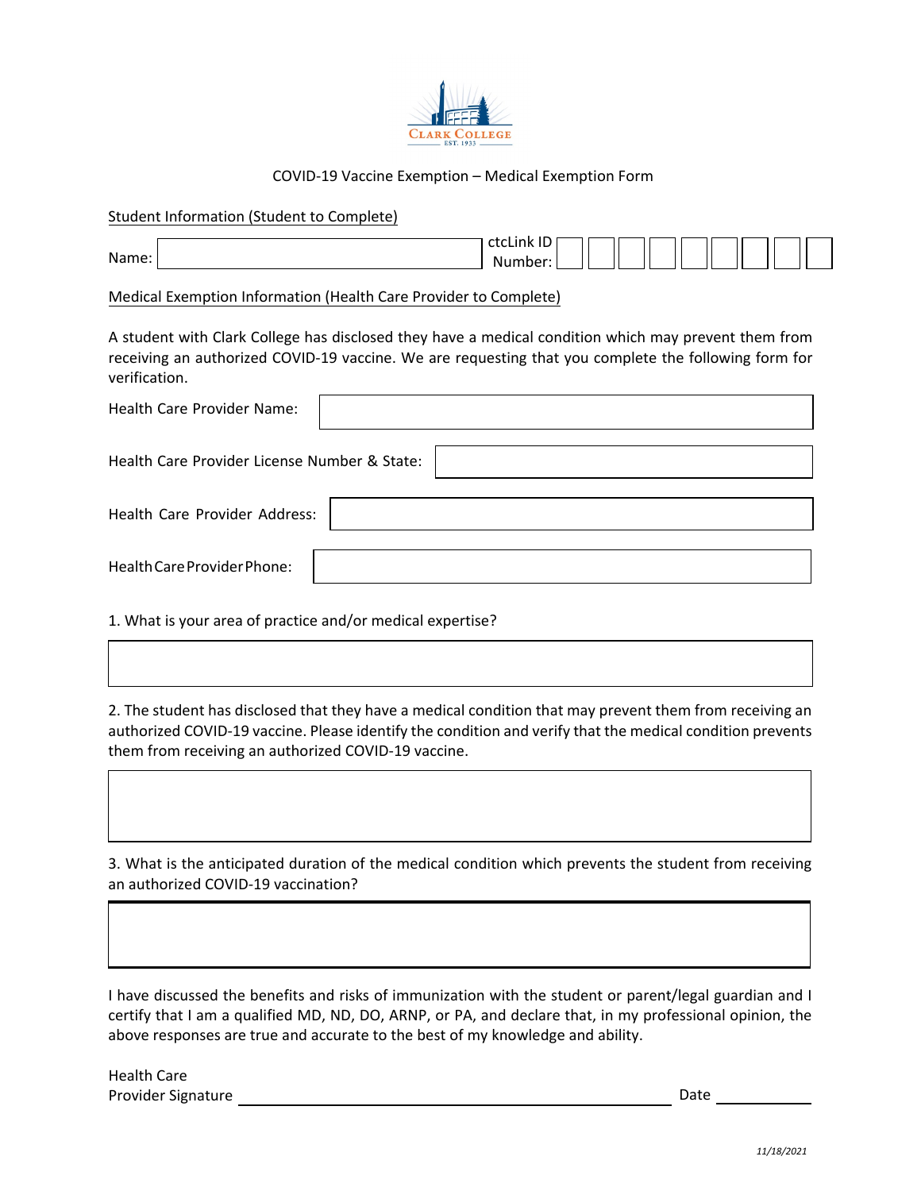CLARK COLLEGE
EST. 1933

COVID-19 Vaccine Exemption – Medical Exemption Form

Student Information (Student to Complete)

Name: ______________________ ctcLink ID Number: ______________________

Medical Exemption Information (Health Care Provider to Complete)

A student with Clark College has disclosed they have a medical condition which may prevent them from receiving an authorized COVID-19 vaccine. We are requesting that you complete the following form for verification.

Health Care Provider Name: ______________________

Health Care Provider License Number & State: ______________________

Health Care Provider Address: ______________________

Health Care Provider Phone: ______________________

1. What is your area of practice and/or medical expertise?

______________________

2. The student has disclosed that they have a medical condition that may prevent them from receiving an authorized COVID-19 vaccine. Please identify the condition and verify that the medical condition prevents them from receiving an authorized COVID-19 vaccine.

______________________

3. What is the anticipated duration of the medical condition which prevents the student from receiving an authorized COVID-19 vaccination?

______________________

I have discussed the benefits and risks of immunization with the student or parent/legal guardian and I certify that I am a qualified MD, ND, DO, ARNP, or PA, and declare that, in my professional opinion, the above responses are true and accurate to the best of my knowledge and ability.

Health Care Provider Signature ______________________ Date ____________

*11/18/2021*